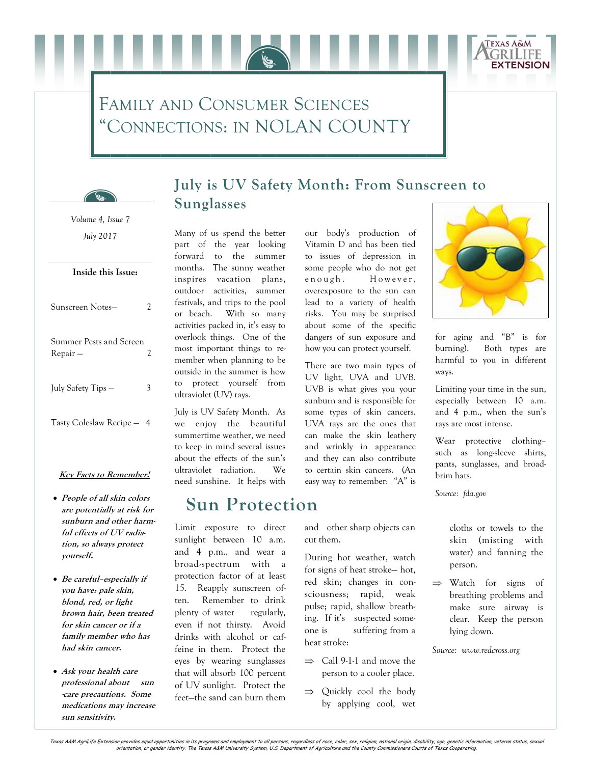# Family and Consumer Sciences "Connections: in NOLAN COUNTY

*Volume 4, Issue 7*

*July 2017*

**Inside this Issue:**

- Sunscreen Notes— 2
- Summer Pests and Screen Repair — 2
- July Safety Tips — 3
- Tasty Coleslaw Recipe — 4

***Key Facts to Remember!***

- ***People of all skin colors are potentially at risk for sunburn and other harmful effects of UV radiation, so always protect yourself.***
- ***Be careful–especially if you have: pale skin, blond, red, or light brown hair, been treated for skin cancer or if a family member who has had skin cancer.***
- ***Ask your health care professional about sun-care precautions. Some medications may increase sun sensitivity.***

## July is UV Safety Month: From Sunscreen to Sunglasses

Many of us spend the better part of the year looking forward to the summer months. The sunny weather inspires vacation plans, outdoor activities, summer festivals, and trips to the pool or beach. With so many activities packed in, it's easy to overlook things. One of the most important things to remember when planning to be outside in the summer is how to protect yourself from ultraviolet (UV) rays.

July is UV Safety Month. As we enjoy the beautiful summertime weather, we need to keep in mind several issues about the effects of the sun's ultraviolet radiation. We need sunshine. It helps with our body's production of Vitamin D and has been tied to issues of depression in some people who do not get enough. However, overexposure to the sun can lead to a variety of health risks. You may be surprised about some of the specific dangers of sun exposure and how you can protect yourself.

There are two main types of UV light, UVA and UVB. UVB is what gives you your sunburn and is responsible for some types of skin cancers. UVA rays are the ones that can make the skin leathery and wrinkly in appearance and they can also contribute to certain skin cancers. (An easy way to remember: "A" is for aging and "B" is for burning). Both types are harmful to you in different ways.

Limiting your time in the sun, especially between 10 a.m. and 4 p.m., when the sun's rays are most intense.

Wear protective clothing– such as long-sleeve shirts, pants, sunglasses, and broad-brim hats.

*Source: fda.gov*

## Sun Protection

Limit exposure to direct sunlight between 10 a.m. and 4 p.m., and wear a broad-spectrum with a protection factor of at least 15. Reapply sunscreen often. Remember to drink plenty of water regularly, even if not thirsty. Avoid drinks with alcohol or caffeine in them. Protect the eyes by wearing sunglasses that will absorb 100 percent of UV sunlight. Protect the feet—the sand can burn them and other sharp objects can cut them.

During hot weather, watch for signs of heat stroke— hot, red skin; changes in consciousness; rapid, weak pulse; rapid, shallow breathing. If it's suspected someone is suffering from a heat stroke:

⇒ Call 9-1-1 and move the person to a cooler place.

⇒ Quickly cool the body by applying cool, wet cloths or towels to the skin (misting with water) and fanning the person.

⇒ Watch for signs of breathing problems and make sure airway is clear. Keep the person lying down.

*Source: www.redcross.org*

*Texas A&M AgriLife Extension provides equal opportunities in its programs and employment to all persons, regardless of race, color, sex, religion, national origin, disability, age, genetic information, veteran status, sexual orientation, or gender identity. The Texas A&M University System, U.S. Department of Agriculture and the County Commissioners Courts of Texas Cooperating.*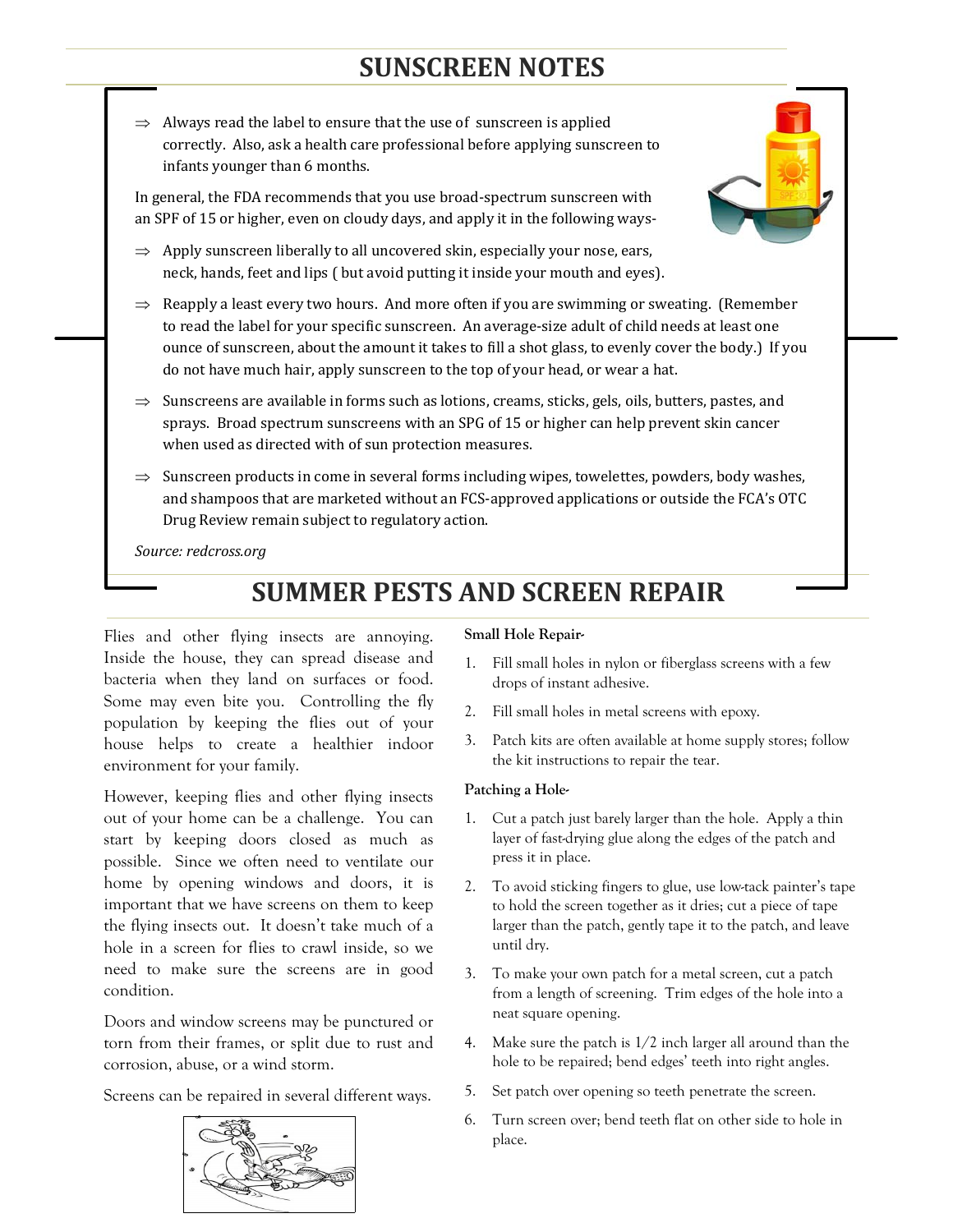## SUNSCREEN NOTES

⇒ Always read the label to ensure that the use of sunscreen is applied correctly. Also, ask a health care professional before applying sunscreen to infants younger than 6 months.

In general, the FDA recommends that you use broad-spectrum sunscreen with an SPF of 15 or higher, even on cloudy days, and apply it in the following ways-

⇒ Apply sunscreen liberally to all uncovered skin, especially your nose, ears, neck, hands, feet and lips ( but avoid putting it inside your mouth and eyes).

⇒ Reapply a least every two hours. And more often if you are swimming or sweating. (Remember to read the label for your specific sunscreen. An average-size adult of child needs at least one ounce of sunscreen, about the amount it takes to fill a shot glass, to evenly cover the body.) If you do not have much hair, apply sunscreen to the top of your head, or wear a hat.

⇒ Sunscreens are available in forms such as lotions, creams, sticks, gels, oils, butters, pastes, and sprays. Broad spectrum sunscreens with an SPG of 15 or higher can help prevent skin cancer when used as directed with of sun protection measures.

⇒ Sunscreen products in come in several forms including wipes, towelettes, powders, body washes, and shampoos that are marketed without an FCS-approved applications or outside the FCA's OTC Drug Review remain subject to regulatory action.

*Source: redcross.org*

## SUMMER PESTS AND SCREEN REPAIR

Flies and other flying insects are annoying. Inside the house, they can spread disease and bacteria when they land on surfaces or food. Some may even bite you. Controlling the fly population by keeping the flies out of your house helps to create a healthier indoor environment for your family.

However, keeping flies and other flying insects out of your home can be a challenge. You can start by keeping doors closed as much as possible. Since we often need to ventilate our home by opening windows and doors, it is important that we have screens on them to keep the flying insects out. It doesn't take much of a hole in a screen for flies to crawl inside, so we need to make sure the screens are in good condition.

Doors and window screens may be punctured or torn from their frames, or split due to rust and corrosion, abuse, or a wind storm.

Screens can be repaired in several different ways.

**Small Hole Repair-**

1. Fill small holes in nylon or fiberglass screens with a few drops of instant adhesive.
2. Fill small holes in metal screens with epoxy.
3. Patch kits are often available at home supply stores; follow the kit instructions to repair the tear.

**Patching a Hole-**

1. Cut a patch just barely larger than the hole. Apply a thin layer of fast-drying glue along the edges of the patch and press it in place.
2. To avoid sticking fingers to glue, use low-tack painter's tape to hold the screen together as it dries; cut a piece of tape larger than the patch, gently tape it to the patch, and leave until dry.
3. To make your own patch for a metal screen, cut a patch from a length of screening. Trim edges of the hole into a neat square opening.
4. Make sure the patch is 1/2 inch larger all around than the hole to be repaired; bend edges' teeth into right angles.
5. Set patch over opening so teeth penetrate the screen.
6. Turn screen over; bend teeth flat on other side to hole in place.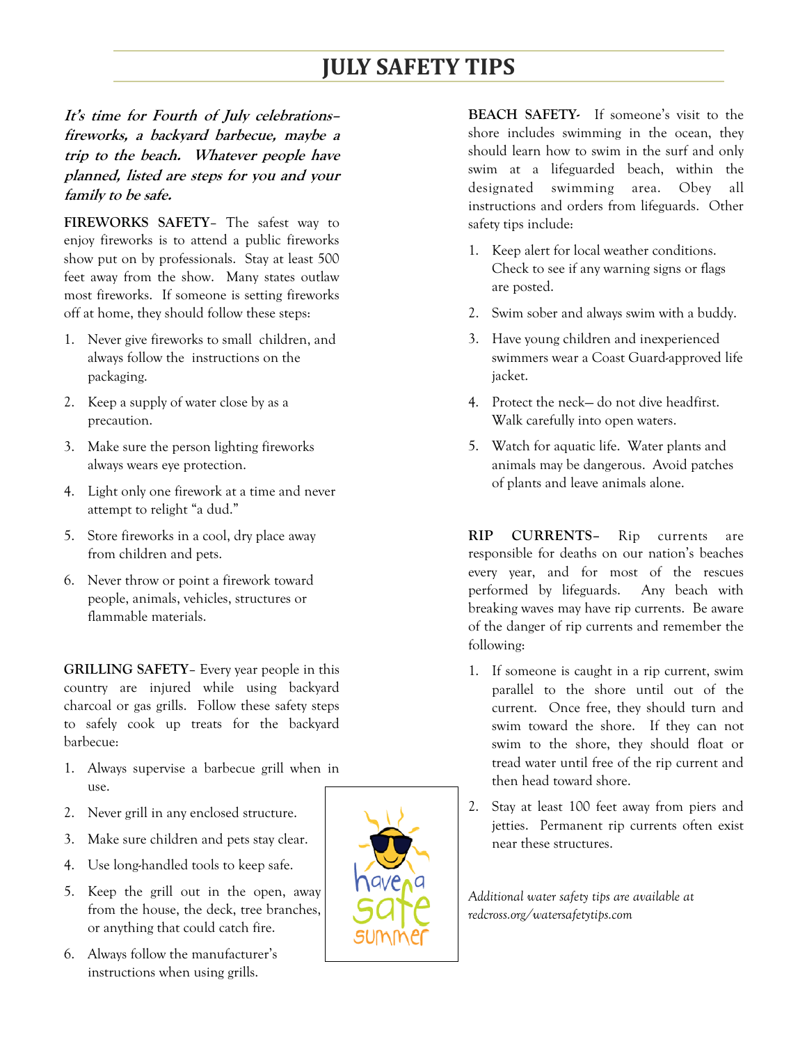# JULY SAFETY TIPS

***It's time for Fourth of July celebrations–fireworks, a backyard barbecue, maybe a trip to the beach. Whatever people have planned, listed are steps for you and your family to be safe.***

**FIREWORKS SAFETY**– The safest way to enjoy fireworks is to attend a public fireworks show put on by professionals. Stay at least 500 feet away from the show. Many states outlaw most fireworks. If someone is setting fireworks off at home, they should follow these steps:

1. Never give fireworks to small children, and always follow the instructions on the packaging.
2. Keep a supply of water close by as a precaution.
3. Make sure the person lighting fireworks always wears eye protection.
4. Light only one firework at a time and never attempt to relight "a dud."
5. Store fireworks in a cool, dry place away from children and pets.
6. Never throw or point a firework toward people, animals, vehicles, structures or flammable materials.

**GRILLING SAFETY**– Every year people in this country are injured while using backyard charcoal or gas grills. Follow these safety steps to safely cook up treats for the backyard barbecue:

1. Always supervise a barbecue grill when in use.
2. Never grill in any enclosed structure.
3. Make sure children and pets stay clear.
4. Use long-handled tools to keep safe.
5. Keep the grill out in the open, away from the house, the deck, tree branches, or anything that could catch fire.
6. Always follow the manufacturer's instructions when using grills.

have a safe summer

**BEACH SAFETY**- If someone's visit to the shore includes swimming in the ocean, they should learn how to swim in the surf and only swim at a lifeguarded beach, within the designated swimming area. Obey all instructions and orders from lifeguards. Other safety tips include:

1. Keep alert for local weather conditions. Check to see if any warning signs or flags are posted.
2. Swim sober and always swim with a buddy.
3. Have young children and inexperienced swimmers wear a Coast Guard-approved life jacket.
4. Protect the neck— do not dive headfirst. Walk carefully into open waters.
5. Watch for aquatic life. Water plants and animals may be dangerous. Avoid patches of plants and leave animals alone.

**RIP CURRENTS**– Rip currents are responsible for deaths on our nation's beaches every year, and for most of the rescues performed by lifeguards. Any beach with breaking waves may have rip currents. Be aware of the danger of rip currents and remember the following:

1. If someone is caught in a rip current, swim parallel to the shore until out of the current. Once free, they should turn and swim toward the shore. If they can not swim to the shore, they should float or tread water until free of the rip current and then head toward shore.
2. Stay at least 100 feet away from piers and jetties. Permanent rip currents often exist near these structures.

*Additional water safety tips are available at redcross.org/watersafetytips.com*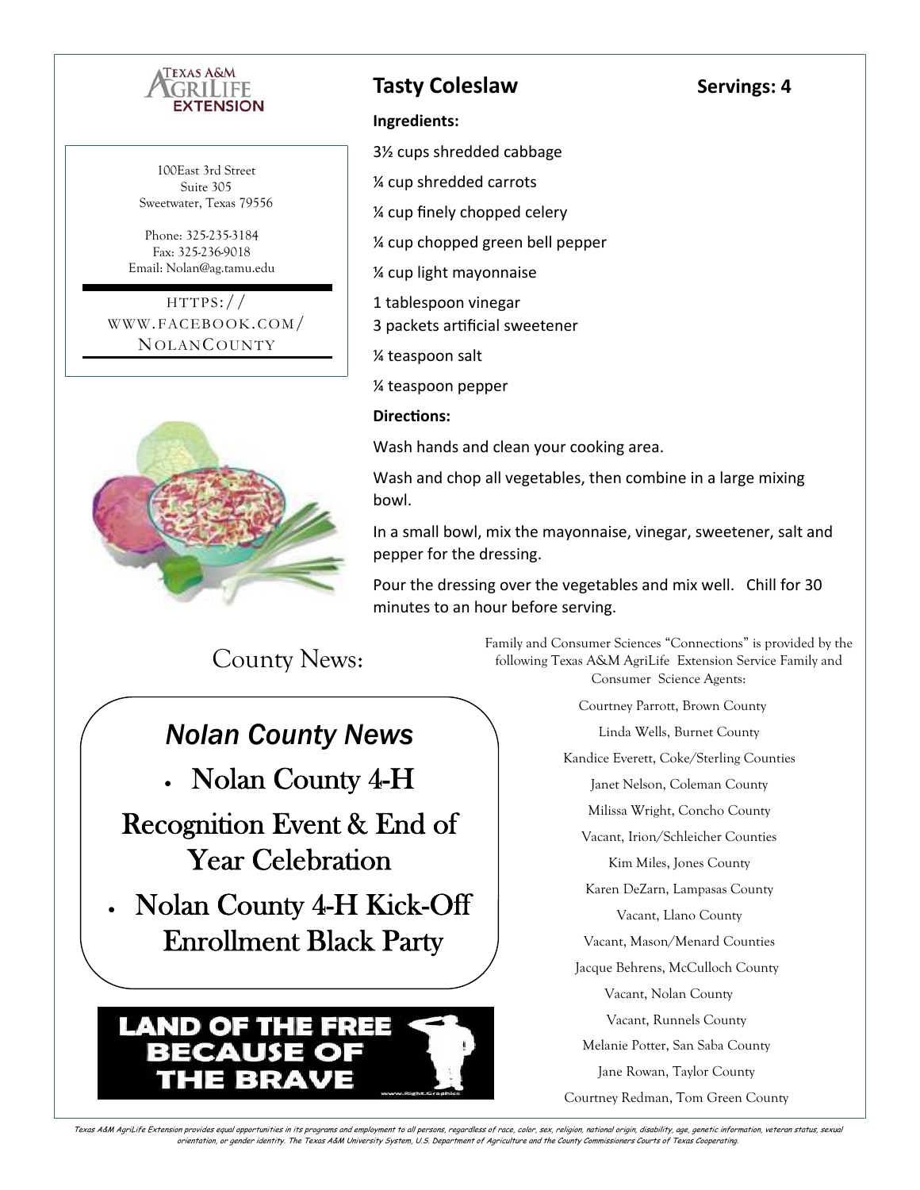Texas A&M AgriLife Extension

100East 3rd Street
Suite 305
Sweetwater, Texas 79556

Phone: 325-235-3184
Fax: 325-236-9018
Email: Nolan@ag.tamu.edu

HTTPS://WWW.FACEBOOK.COM/NOLANCOUNTY

## Tasty Coleslaw

**Servings: 4**

**Ingredients:**

3½ cups shredded cabbage

¼ cup shredded carrots

¼ cup finely chopped celery

¼ cup chopped green bell pepper

¼ cup light mayonnaise

1 tablespoon vinegar
3 packets artificial sweetener

¼ teaspoon salt

¼ teaspoon pepper

**Directions:**

Wash hands and clean your cooking area.

Wash and chop all vegetables, then combine in a large mixing bowl.

In a small bowl, mix the mayonnaise, vinegar, sweetener, salt and pepper for the dressing.

Pour the dressing over the vegetables and mix well. Chill for 30 minutes to an hour before serving.

## County News:

### *Nolan County News*

- Nolan County 4-H Recognition Event & End of Year Celebration
- Nolan County 4-H Kick-Off Enrollment Black Party

LAND OF THE FREE BECAUSE OF THE BRAVE

Family and Consumer Sciences "Connections" is provided by the following Texas A&M AgriLife Extension Service Family and Consumer Science Agents:

Courtney Parrott, Brown County

Linda Wells, Burnet County

Kandice Everett, Coke/Sterling Counties

Janet Nelson, Coleman County

Milissa Wright, Concho County

Vacant, Irion/Schleicher Counties

Kim Miles, Jones County

Karen DeZarn, Lampasas County

Vacant, Llano County

Vacant, Mason/Menard Counties

Jacque Behrens, McCulloch County

Vacant, Nolan County

Vacant, Runnels County

Melanie Potter, San Saba County

Jane Rowan, Taylor County

Courtney Redman, Tom Green County

*Texas A&M AgriLife Extension provides equal opportunities in its programs and employment to all persons, regardless of race, color, sex, religion, national origin, disability, age, genetic information, veteran status, sexual orientation, or gender identity. The Texas A&M University System, U.S. Department of Agriculture and the County Commissioners Courts of Texas Cooperating.*